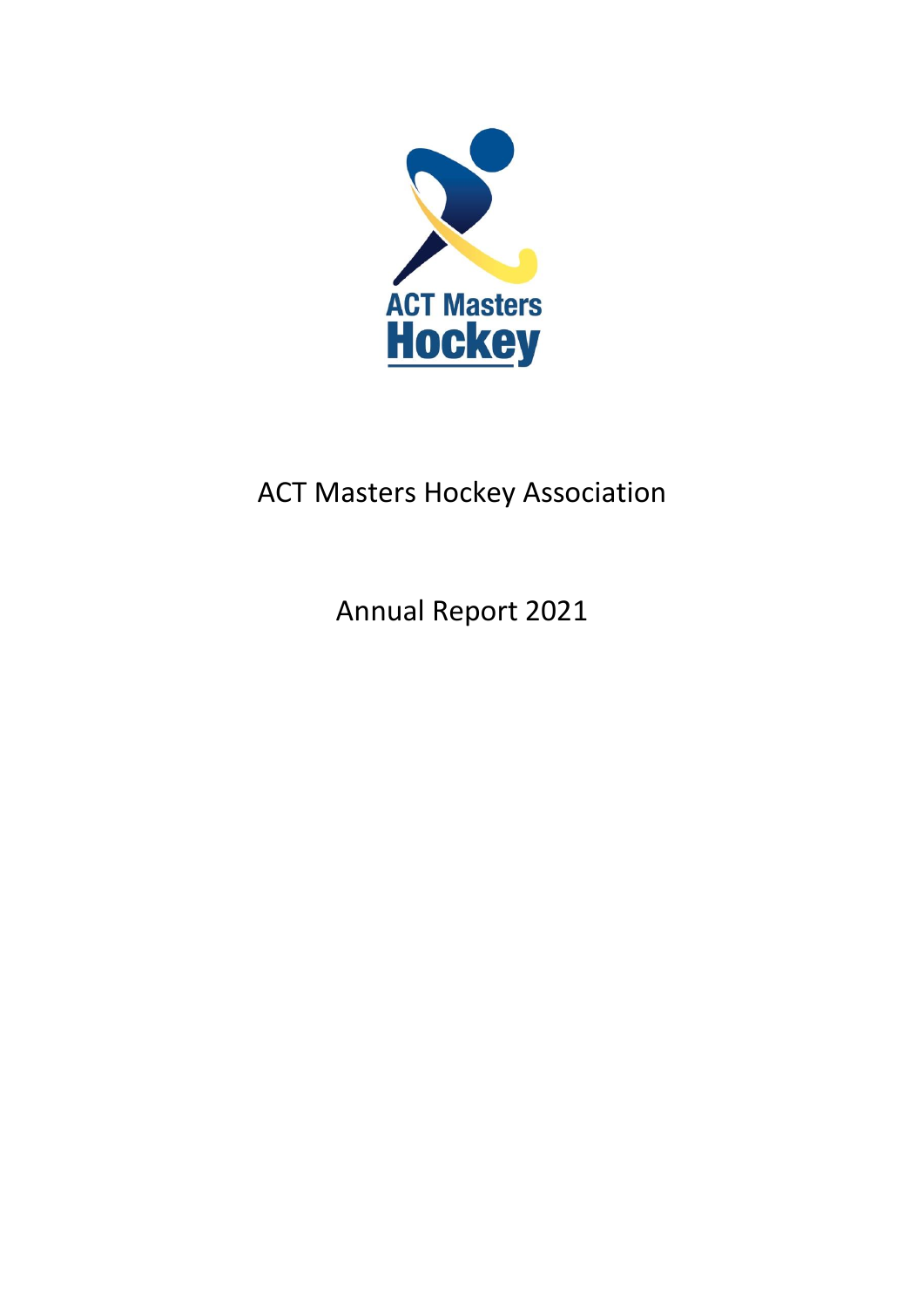# ACT Masters Hockey Association

## Annual Report 2021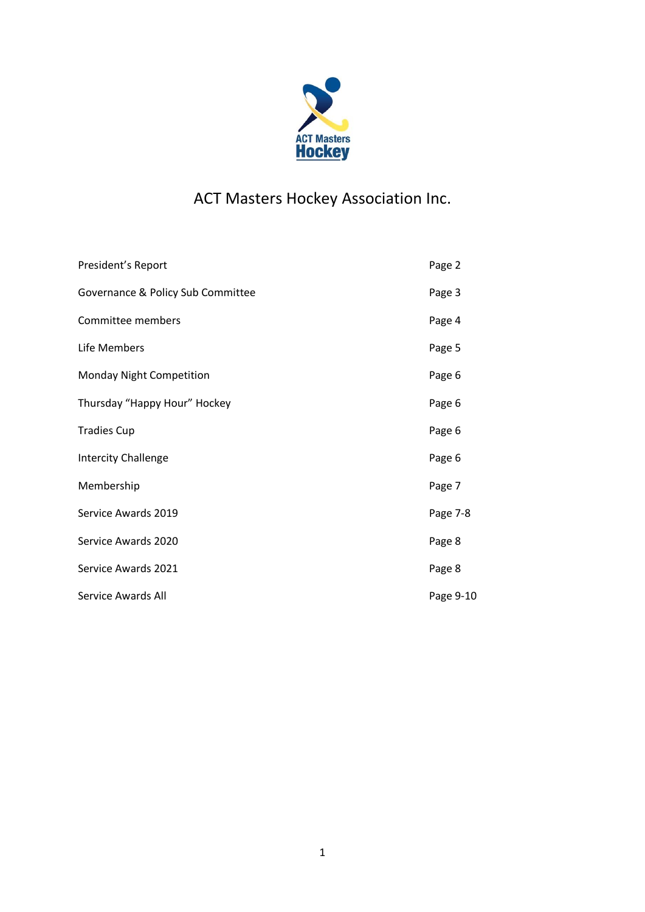# ACT Masters Hockey Association Inc.

| | |
|---|---|
| President's Report | Page 2 |
| Governance & Policy Sub Committee | Page 3 |
| Committee members | Page 4 |
| Life Members | Page 5 |
| Monday Night Competition | Page 6 |
| Thursday "Happy Hour" Hockey | Page 6 |
| Tradies Cup | Page 6 |
| Intercity Challenge | Page 6 |
| Membership | Page 7 |
| Service Awards 2019 | Page 7-8 |
| Service Awards 2020 | Page 8 |
| Service Awards 2021 | Page 8 |
| Service Awards All | Page 9-10 |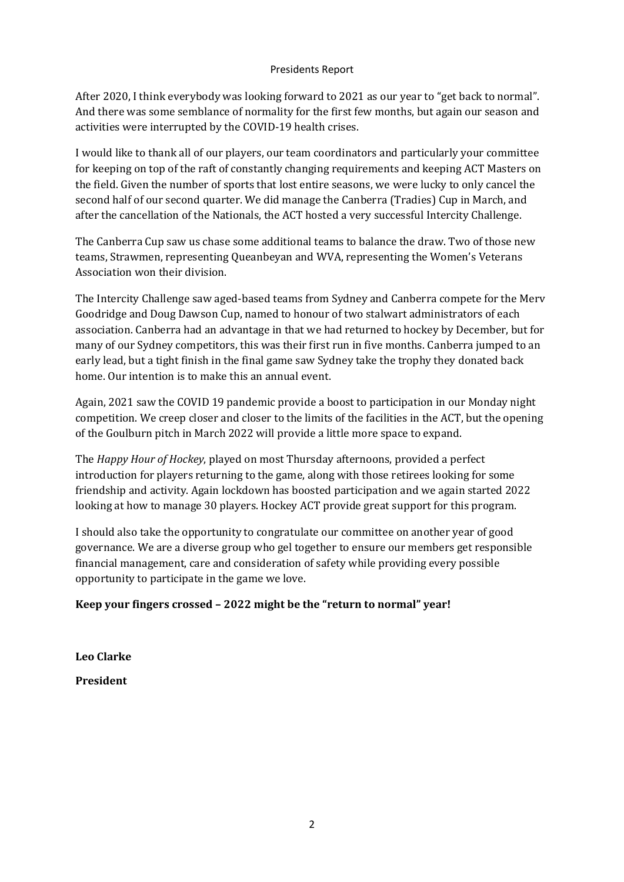# Presidents Report

After 2020, I think everybody was looking forward to 2021 as our year to "get back to normal". And there was some semblance of normality for the first few months, but again our season and activities were interrupted by the COVID-19 health crises.

I would like to thank all of our players, our team coordinators and particularly your committee for keeping on top of the raft of constantly changing requirements and keeping ACT Masters on the field. Given the number of sports that lost entire seasons, we were lucky to only cancel the second half of our second quarter. We did manage the Canberra (Tradies) Cup in March, and after the cancellation of the Nationals, the ACT hosted a very successful Intercity Challenge.

The Canberra Cup saw us chase some additional teams to balance the draw. Two of those new teams, Strawmen, representing Queanbeyan and WVA, representing the Women's Veterans Association won their division.

The Intercity Challenge saw aged-based teams from Sydney and Canberra compete for the Merv Goodridge and Doug Dawson Cup, named to honour of two stalwart administrators of each association. Canberra had an advantage in that we had returned to hockey by December, but for many of our Sydney competitors, this was their first run in five months. Canberra jumped to an early lead, but a tight finish in the final game saw Sydney take the trophy they donated back home. Our intention is to make this an annual event.

Again, 2021 saw the COVID 19 pandemic provide a boost to participation in our Monday night competition. We creep closer and closer to the limits of the facilities in the ACT, but the opening of the Goulburn pitch in March 2022 will provide a little more space to expand.

The *Happy Hour of Hockey*, played on most Thursday afternoons, provided a perfect introduction for players returning to the game, along with those retirees looking for some friendship and activity. Again lockdown has boosted participation and we again started 2022 looking at how to manage 30 players. Hockey ACT provide great support for this program.

I should also take the opportunity to congratulate our committee on another year of good governance. We are a diverse group who gel together to ensure our members get responsible financial management, care and consideration of safety while providing every possible opportunity to participate in the game we love.

**Keep your fingers crossed – 2022 might be the "return to normal" year!**

**Leo Clarke**

**President**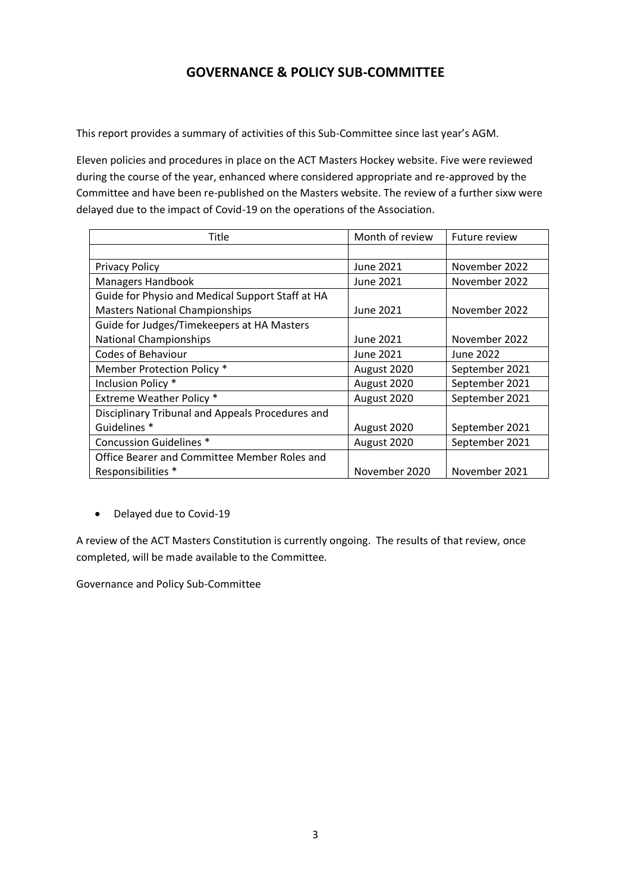## GOVERNANCE & POLICY SUB-COMMITTEE

This report provides a summary of activities of this Sub-Committee since last year's AGM.

Eleven policies and procedures in place on the ACT Masters Hockey website. Five were reviewed during the course of the year, enhanced where considered appropriate and re-approved by the Committee and have been re-published on the Masters website. The review of a further sixw were delayed due to the impact of Covid-19 on the operations of the Association.

| Title | Month of review | Future review |
|---|---|---|
| | | |
| Privacy Policy | June 2021 | November 2022 |
| Managers Handbook | June 2021 | November 2022 |
| Guide for Physio and Medical Support Staff at HA Masters National Championships | June 2021 | November 2022 |
| Guide for Judges/Timekeepers at HA Masters National Championships | June 2021 | November 2022 |
| Codes of Behaviour | June 2021 | June 2022 |
| Member Protection Policy * | August 2020 | September 2021 |
| Inclusion Policy * | August 2020 | September 2021 |
| Extreme Weather Policy * | August 2020 | September 2021 |
| Disciplinary Tribunal and Appeals Procedures and Guidelines * | August 2020 | September 2021 |
| Concussion Guidelines * | August 2020 | September 2021 |
| Office Bearer and Committee Member Roles and Responsibilities * | November 2020 | November 2021 |

- Delayed due to Covid-19

A review of the ACT Masters Constitution is currently ongoing. The results of that review, once completed, will be made available to the Committee.

Governance and Policy Sub-Committee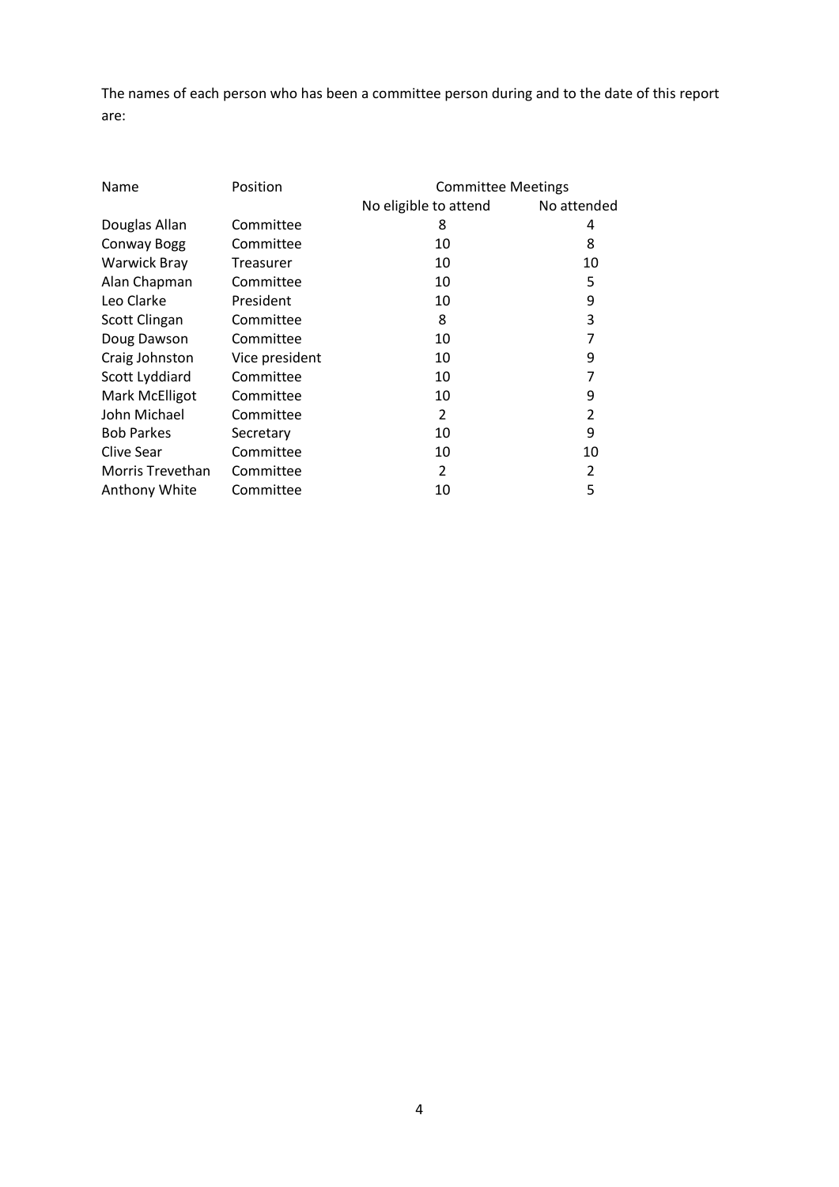The names of each person who has been a committee person during and to the date of this report are:

| Name | Position | Committee Meetings | |
|---|---|---|---|
| | | No eligible to attend | No attended |
| Douglas Allan | Committee | 8 | 4 |
| Conway Bogg | Committee | 10 | 8 |
| Warwick Bray | Treasurer | 10 | 10 |
| Alan Chapman | Committee | 10 | 5 |
| Leo Clarke | President | 10 | 9 |
| Scott Clingan | Committee | 8 | 3 |
| Doug Dawson | Committee | 10 | 7 |
| Craig Johnston | Vice president | 10 | 9 |
| Scott Lyddiard | Committee | 10 | 7 |
| Mark McElligot | Committee | 10 | 9 |
| John Michael | Committee | 2 | 2 |
| Bob Parkes | Secretary | 10 | 9 |
| Clive Sear | Committee | 10 | 10 |
| Morris Trevethan | Committee | 2 | 2 |
| Anthony White | Committee | 10 | 5 |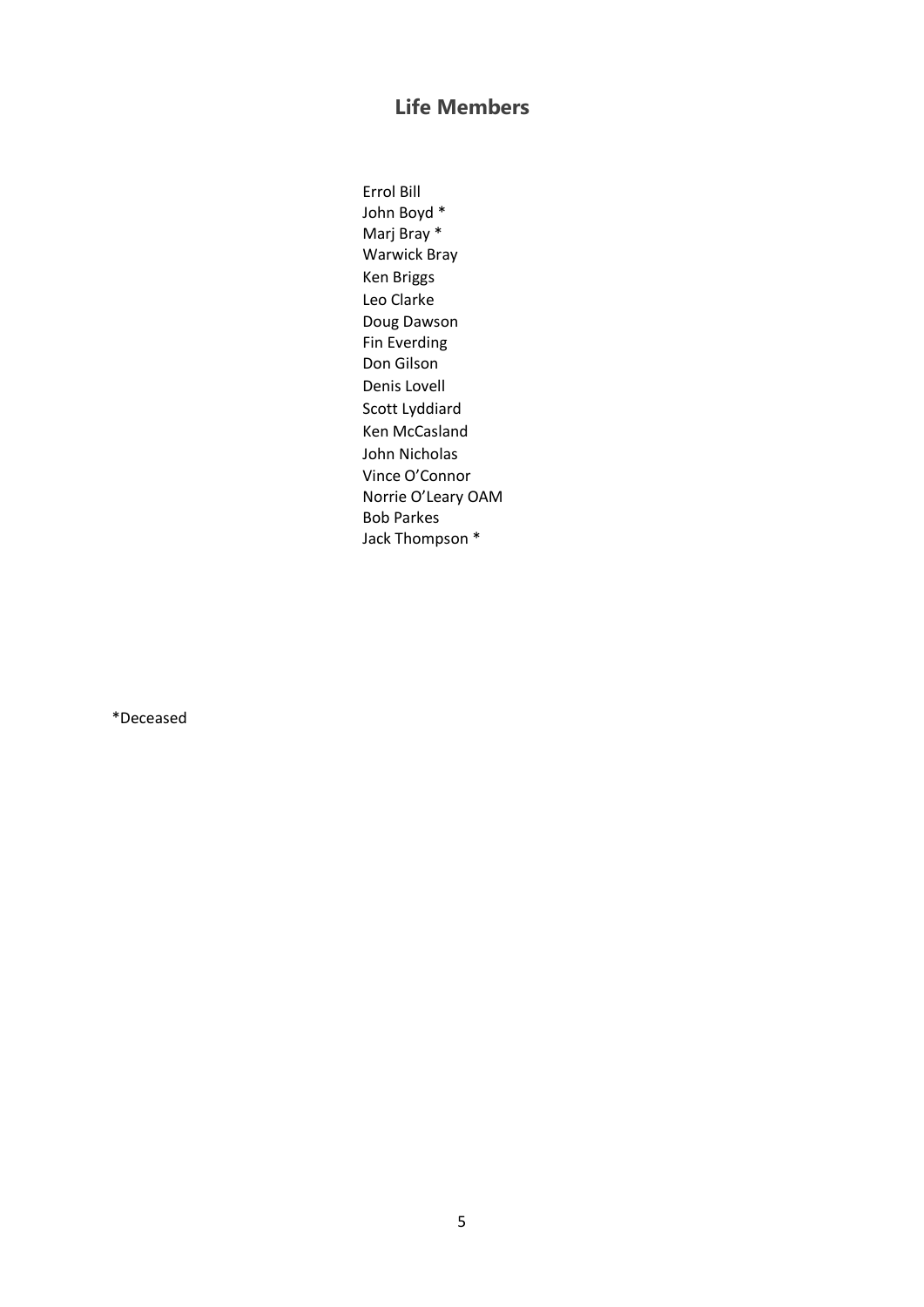# Life Members

Errol Bill
John Boyd *
Marj Bray *
Warwick Bray
Ken Briggs
Leo Clarke
Doug Dawson
Fin Everding
Don Gilson
Denis Lovell
Scott Lyddiard
Ken McCasland
John Nicholas
Vince O'Connor
Norrie O'Leary OAM
Bob Parkes
Jack Thompson *

*Deceased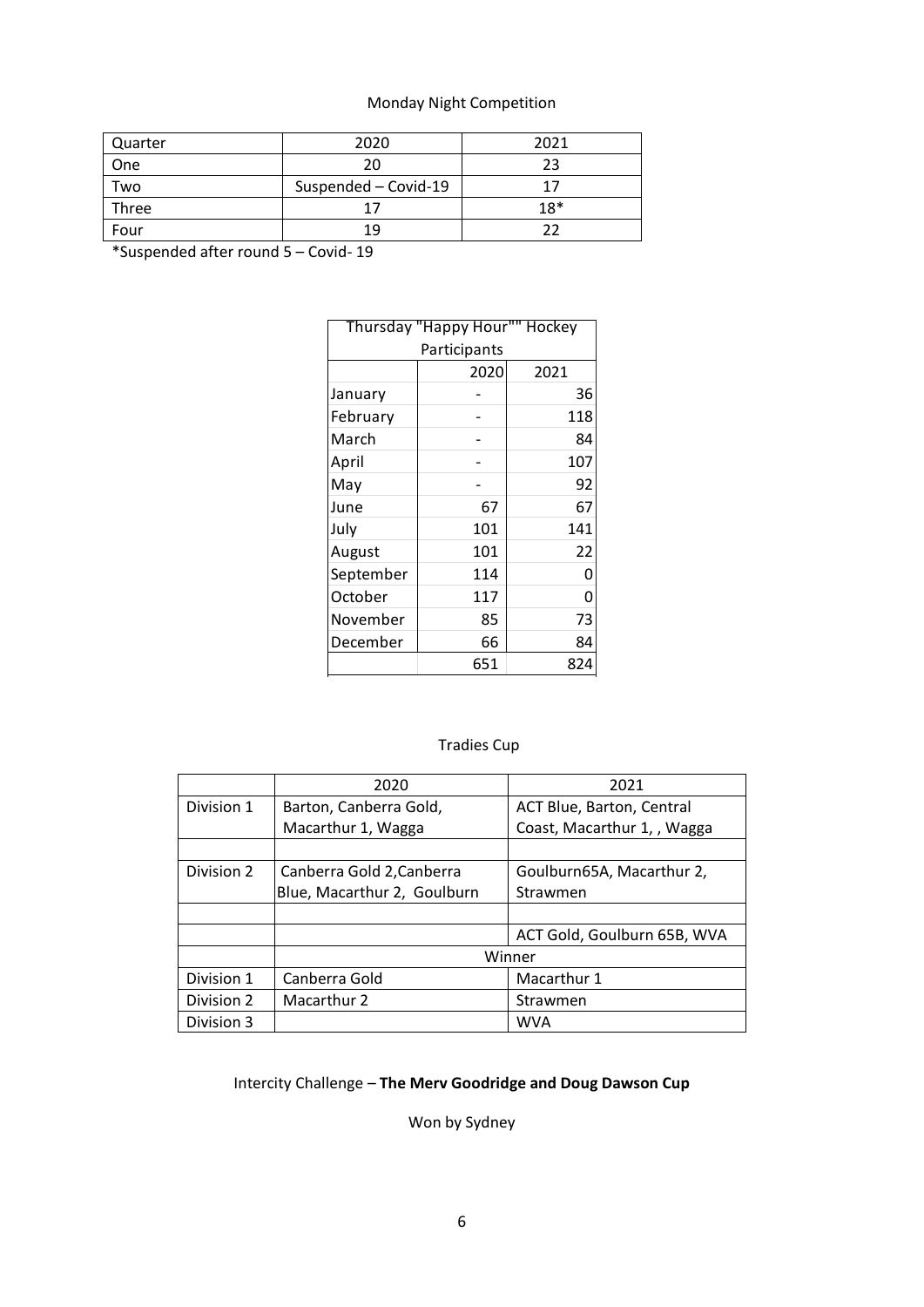Monday Night Competition

| Quarter | 2020 | 2021 |
|---|---|---|
| One | 20 | 23 |
| Two | Suspended – Covid-19 | 17 |
| Three | 17 | 18* |
| Four | 19 | 22 |

*Suspended after round 5 – Covid- 19

| Thursday "Happy Hour"" Hockey Participants | | |
|---|---|---|
| | 2020 | 2021 |
| January | - | 36 |
| February | - | 118 |
| March | - | 84 |
| April | - | 107 |
| May | - | 92 |
| June | 67 | 67 |
| July | 101 | 141 |
| August | 101 | 22 |
| September | 114 | 0 |
| October | 117 | 0 |
| November | 85 | 73 |
| December | 66 | 84 |
| | 651 | 824 |

Tradies Cup

| | 2020 | 2021 |
|---|---|---|
| Division 1 | Barton, Canberra Gold, Macarthur 1, Wagga | ACT Blue, Barton, Central Coast, Macarthur 1, , Wagga |
| | | |
| Division 2 | Canberra Gold 2,Canberra Blue, Macarthur 2, Goulburn | Goulburn65A, Macarthur 2, Strawmen |
| | | |
| | | ACT Gold, Goulburn 65B, WVA |
| | Winner | |
| Division 1 | Canberra Gold | Macarthur 1 |
| Division 2 | Macarthur 2 | Strawmen |
| Division 3 | | WVA |

Intercity Challenge – **The Merv Goodridge and Doug Dawson Cup**

Won by Sydney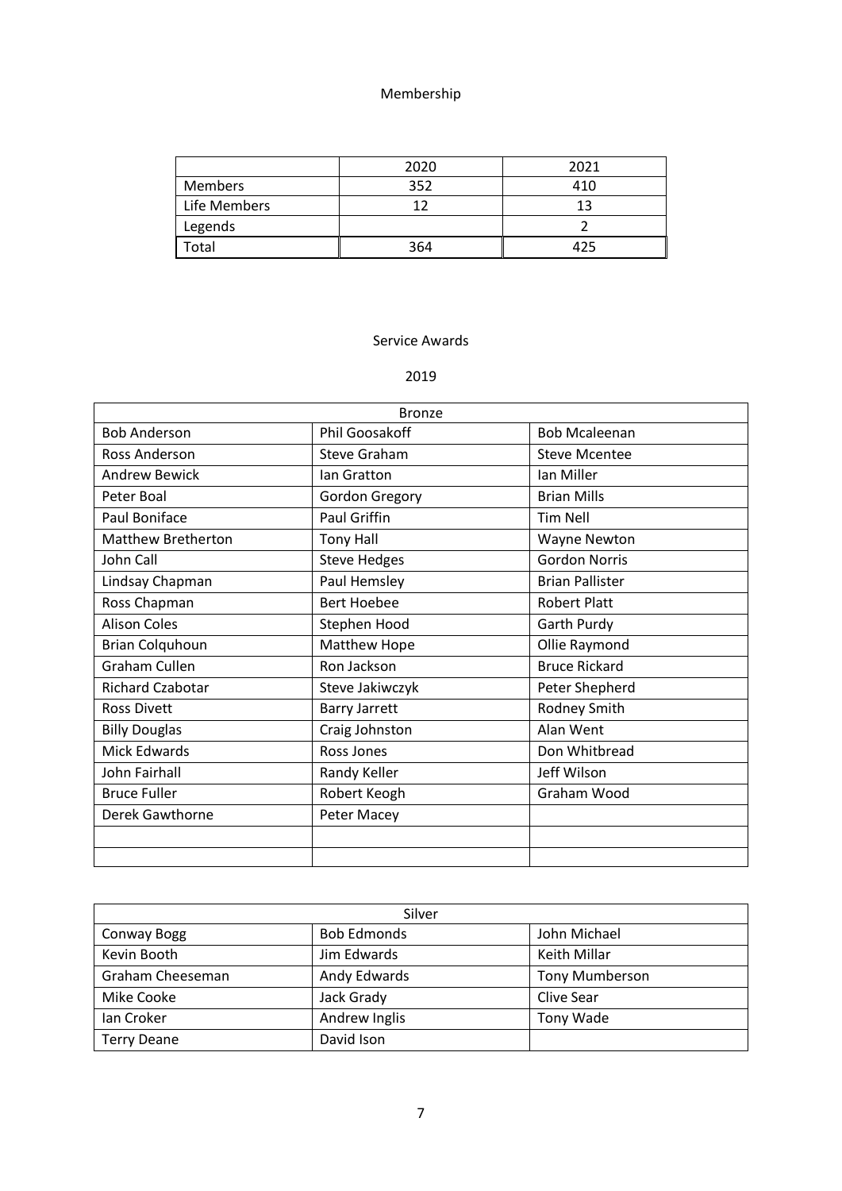## Membership

| | 2020 | 2021 |
|---|---|---|
| Members | 352 | 410 |
| Life Members | 12 | 13 |
| Legends | | 2 |
| Total | 364 | 425 |

## Service Awards

### 2019

| Bronze | | |
|---|---|---|
| Bob Anderson | Phil Goosakoff | Bob Mcaleenan |
| Ross Anderson | Steve Graham | Steve Mcentee |
| Andrew Bewick | Ian Gratton | Ian Miller |
| Peter Boal | Gordon Gregory | Brian Mills |
| Paul Boniface | Paul Griffin | Tim Nell |
| Matthew Bretherton | Tony Hall | Wayne Newton |
| John Call | Steve Hedges | Gordon Norris |
| Lindsay Chapman | Paul Hemsley | Brian Pallister |
| Ross Chapman | Bert Hoebee | Robert Platt |
| Alison Coles | Stephen Hood | Garth Purdy |
| Brian Colquhoun | Matthew Hope | Ollie Raymond |
| Graham Cullen | Ron Jackson | Bruce Rickard |
| Richard Czabotar | Steve Jakiwczyk | Peter Shepherd |
| Ross Divett | Barry Jarrett | Rodney Smith |
| Billy Douglas | Craig Johnston | Alan Went |
| Mick Edwards | Ross Jones | Don Whitbread |
| John Fairhall | Randy Keller | Jeff Wilson |
| Bruce Fuller | Robert Keogh | Graham Wood |
| Derek Gawthorne | Peter Macey | |
| | | |
| | | |

| Silver | | |
|---|---|---|
| Conway Bogg | Bob Edmonds | John Michael |
| Kevin Booth | Jim Edwards | Keith Millar |
| Graham Cheeseman | Andy Edwards | Tony Mumberson |
| Mike Cooke | Jack Grady | Clive Sear |
| Ian Croker | Andrew Inglis | Tony Wade |
| Terry Deane | David Ison | |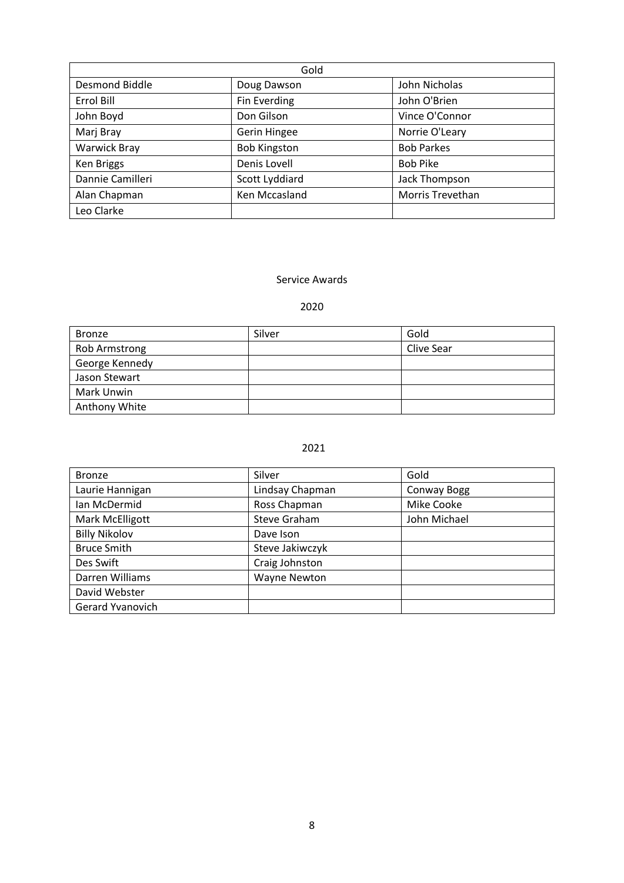| Gold | | |
|---|---|---|
| Desmond Biddle | Doug Dawson | John Nicholas |
| Errol Bill | Fin Everding | John O'Brien |
| John Boyd | Don Gilson | Vince O'Connor |
| Marj Bray | Gerin Hingee | Norrie O'Leary |
| Warwick Bray | Bob Kingston | Bob Parkes |
| Ken Briggs | Denis Lovell | Bob Pike |
| Dannie Camilleri | Scott Lyddiard | Jack Thompson |
| Alan Chapman | Ken Mccasland | Morris Trevethan |
| Leo Clarke | | |

## Service Awards

### 2020

| Bronze | Silver | Gold |
|---|---|---|
| Rob Armstrong | | Clive Sear |
| George Kennedy | | |
| Jason Stewart | | |
| Mark Unwin | | |
| Anthony White | | |

### 2021

| Bronze | Silver | Gold |
|---|---|---|
| Laurie Hannigan | Lindsay Chapman | Conway Bogg |
| Ian McDermid | Ross Chapman | Mike Cooke |
| Mark McElligott | Steve Graham | John Michael |
| Billy Nikolov | Dave Ison | |
| Bruce Smith | Steve Jakiwczyk | |
| Des Swift | Craig Johnston | |
| Darren Williams | Wayne Newton | |
| David Webster | | |
| Gerard Yvanovich | | |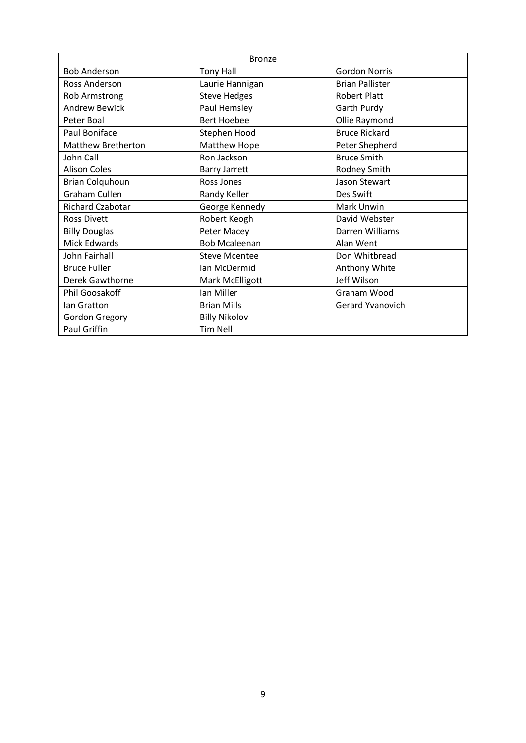| Bronze | | |
| --- | --- | --- |
| Bob Anderson | Tony Hall | Gordon Norris |
| Ross Anderson | Laurie Hannigan | Brian Pallister |
| Rob Armstrong | Steve Hedges | Robert Platt |
| Andrew Bewick | Paul Hemsley | Garth Purdy |
| Peter Boal | Bert Hoebee | Ollie Raymond |
| Paul Boniface | Stephen Hood | Bruce Rickard |
| Matthew Bretherton | Matthew Hope | Peter Shepherd |
| John Call | Ron Jackson | Bruce Smith |
| Alison Coles | Barry Jarrett | Rodney Smith |
| Brian Colquhoun | Ross Jones | Jason Stewart |
| Graham Cullen | Randy Keller | Des Swift |
| Richard Czabotar | George Kennedy | Mark Unwin |
| Ross Divett | Robert Keogh | David Webster |
| Billy Douglas | Peter Macey | Darren Williams |
| Mick Edwards | Bob Mcaleenan | Alan Went |
| John Fairhall | Steve Mcentee | Don Whitbread |
| Bruce Fuller | Ian McDermid | Anthony White |
| Derek Gawthorne | Mark McElligott | Jeff Wilson |
| Phil Goosakoff | Ian Miller | Graham Wood |
| Ian Gratton | Brian Mills | Gerard Yvanovich |
| Gordon Gregory | Billy Nikolov | |
| Paul Griffin | Tim Nell | |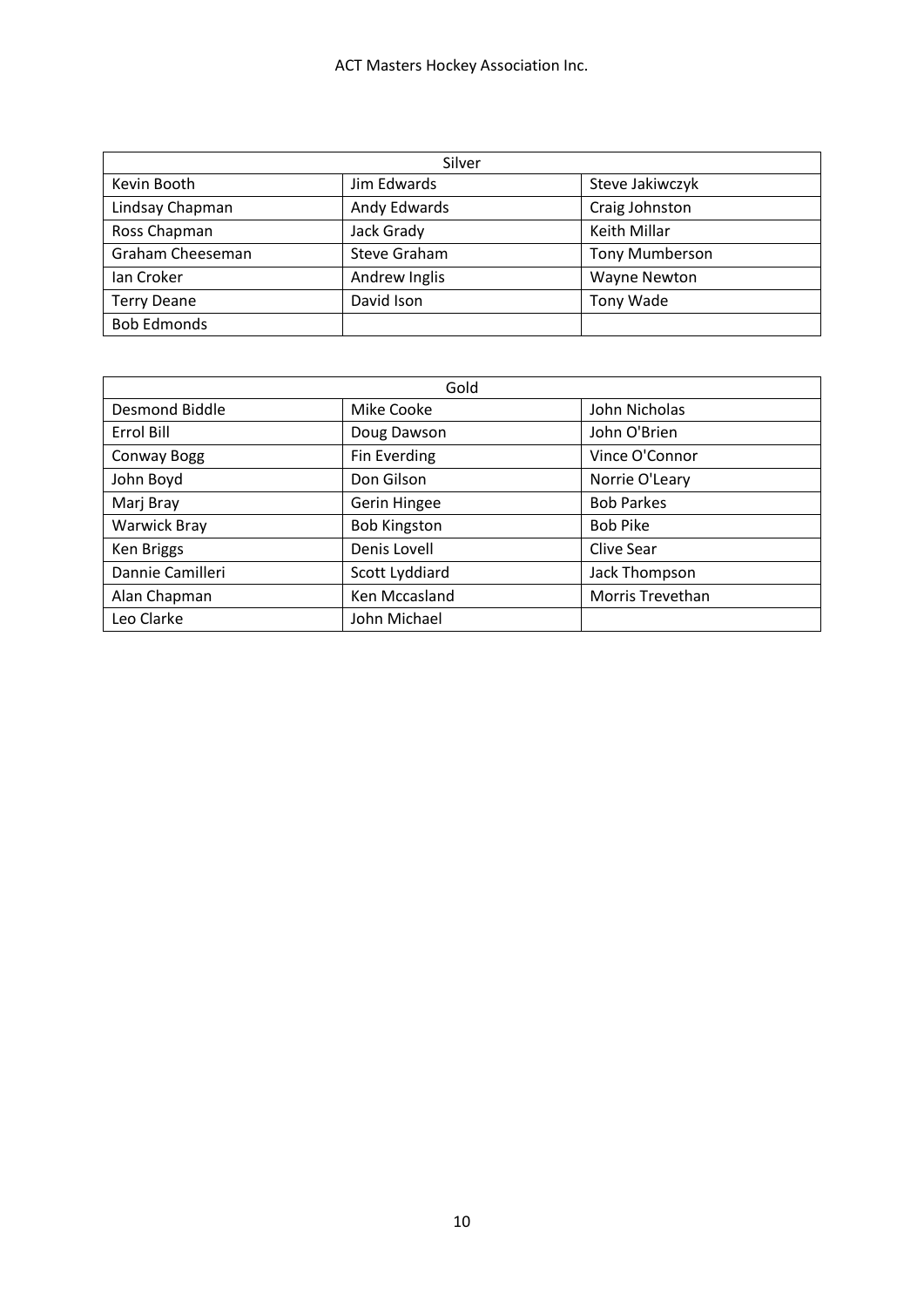| Silver | | |
|---|---|---|
| Kevin Booth | Jim Edwards | Steve Jakiwczyk |
| Lindsay Chapman | Andy Edwards | Craig Johnston |
| Ross Chapman | Jack Grady | Keith Millar |
| Graham Cheeseman | Steve Graham | Tony Mumberson |
| Ian Croker | Andrew Inglis | Wayne Newton |
| Terry Deane | David Ison | Tony Wade |
| Bob Edmonds | | |

| Gold | | |
|---|---|---|
| Desmond Biddle | Mike Cooke | John Nicholas |
| Errol Bill | Doug Dawson | John O'Brien |
| Conway Bogg | Fin Everding | Vince O'Connor |
| John Boyd | Don Gilson | Norrie O'Leary |
| Marj Bray | Gerin Hingee | Bob Parkes |
| Warwick Bray | Bob Kingston | Bob Pike |
| Ken Briggs | Denis Lovell | Clive Sear |
| Dannie Camilleri | Scott Lyddiard | Jack Thompson |
| Alan Chapman | Ken Mccasland | Morris Trevethan |
| Leo Clarke | John Michael | |